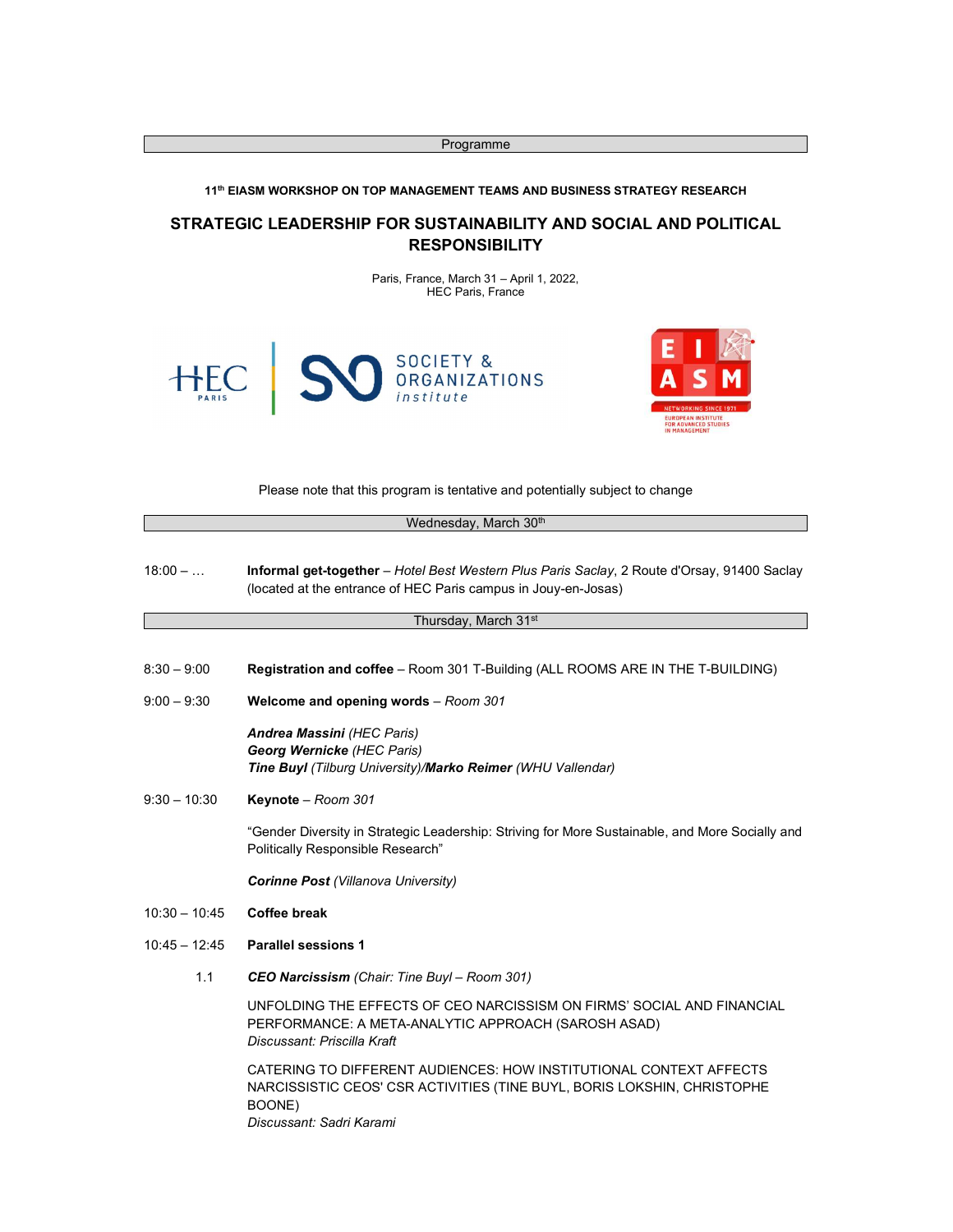Programme

**11th EIASM WORKSHOP ON TOP MANAGEMENT TEAMS AND BUSINESS STRATEGY RESEARCH**

# STRATEGIC LEADERSHIP FOR SUSTAINABILITY AND SOCIAL AND POLITICAL RESPONSIBILITY

Paris, France, March 31 – April 1, 2022,
HEC Paris, France

Please note that this program is tentative and potentially subject to change

## Wednesday, March 30th

18:00 – … **Informal get-together** – *Hotel Best Western Plus Paris Saclay*, 2 Route d'Orsay, 91400 Saclay (located at the entrance of HEC Paris campus in Jouy-en-Josas)

## Thursday, March 31st

8:30 – 9:00 **Registration and coffee** – Room 301 T-Building (ALL ROOMS ARE IN THE T-BUILDING)

9:00 – 9:30 **Welcome and opening words** – *Room 301*

***Andrea Massini*** *(HEC Paris)*
***Georg Wernicke*** *(HEC Paris)*
***Tine Buyl*** *(Tilburg University)/**Marko Reimer** (WHU Vallendar)*

9:30 – 10:30 **Keynote** – *Room 301*

"Gender Diversity in Strategic Leadership: Striving for More Sustainable, and More Socially and Politically Responsible Research"

***Corinne Post*** *(Villanova University)*

10:30 – 10:45 **Coffee break**

10:45 – 12:45 **Parallel sessions 1**

1.1 ***CEO Narcissism*** *(Chair: Tine Buyl – Room 301)*

UNFOLDING THE EFFECTS OF CEO NARCISSISM ON FIRMS' SOCIAL AND FINANCIAL PERFORMANCE: A META-ANALYTIC APPROACH (SAROSH ASAD)
*Discussant: Priscilla Kraft*

CATERING TO DIFFERENT AUDIENCES: HOW INSTITUTIONAL CONTEXT AFFECTS NARCISSISTIC CEOS' CSR ACTIVITIES (TINE BUYL, BORIS LOKSHIN, CHRISTOPHE BOONE)
*Discussant: Sadri Karami*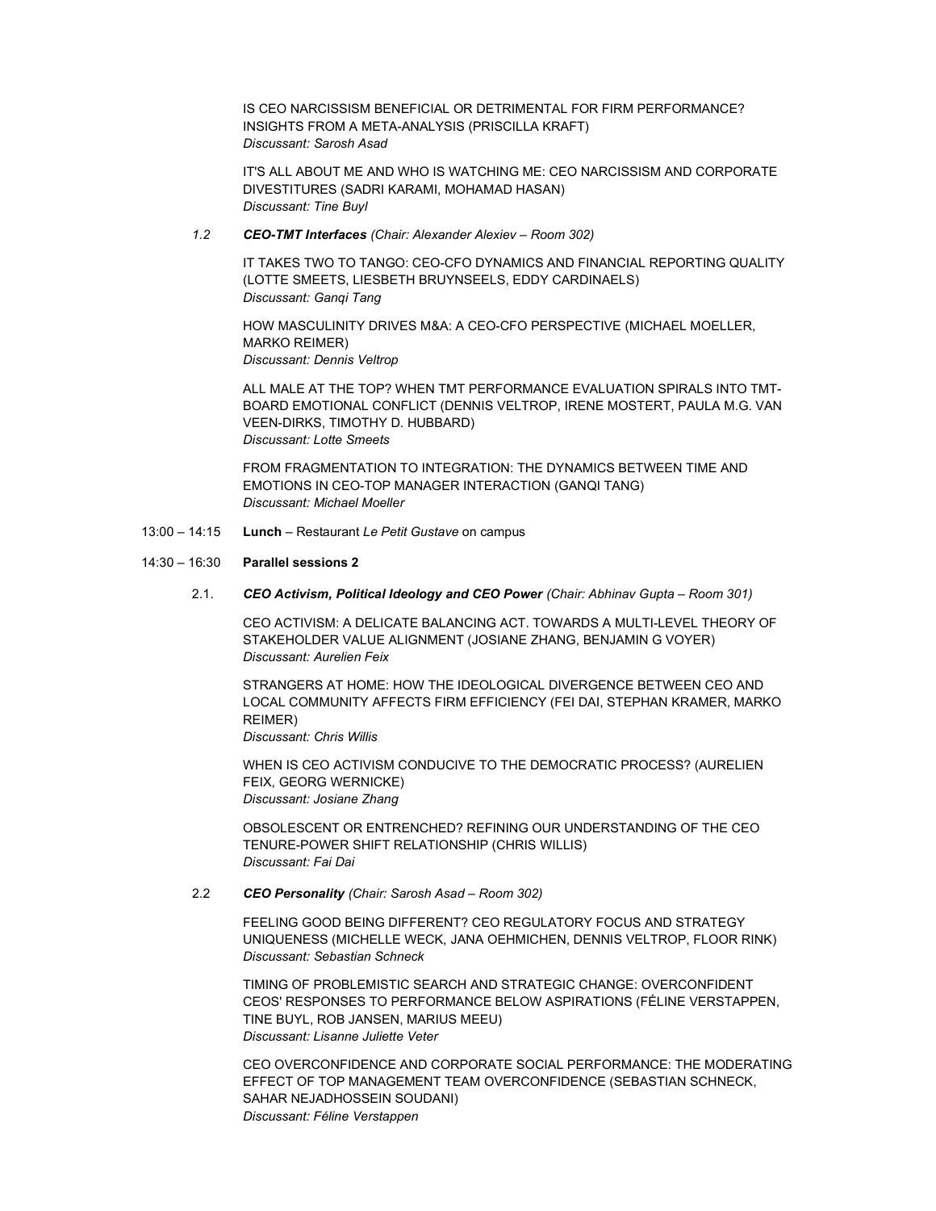IS CEO NARCISSISM BENEFICIAL OR DETRIMENTAL FOR FIRM PERFORMANCE? INSIGHTS FROM A META-ANALYSIS (PRISCILLA KRAFT)
*Discussant: Sarosh Asad*

IT'S ALL ABOUT ME AND WHO IS WATCHING ME: CEO NARCISSISM AND CORPORATE DIVESTITURES (SADRI KARAMI, MOHAMAD HASAN)
*Discussant: Tine Buyl*

*1.2* ***CEO-TMT Interfaces*** *(Chair: Alexander Alexiev – Room 302)*

IT TAKES TWO TO TANGO: CEO-CFO DYNAMICS AND FINANCIAL REPORTING QUALITY (LOTTE SMEETS, LIESBETH BRUYNSEELS, EDDY CARDINAELS)
*Discussant: Ganqi Tang*

HOW MASCULINITY DRIVES M&A: A CEO-CFO PERSPECTIVE (MICHAEL MOELLER, MARKO REIMER)
*Discussant: Dennis Veltrop*

ALL MALE AT THE TOP? WHEN TMT PERFORMANCE EVALUATION SPIRALS INTO TMT-BOARD EMOTIONAL CONFLICT (DENNIS VELTROP, IRENE MOSTERT, PAULA M.G. VAN VEEN-DIRKS, TIMOTHY D. HUBBARD)
*Discussant: Lotte Smeets*

FROM FRAGMENTATION TO INTEGRATION: THE DYNAMICS BETWEEN TIME AND EMOTIONS IN CEO-TOP MANAGER INTERACTION (GANQI TANG)
*Discussant: Michael Moeller*

13:00 – 14:15 **Lunch** – Restaurant *Le Petit Gustave* on campus

14:30 – 16:30 **Parallel sessions 2**

2.1. ***CEO Activism, Political Ideology and CEO Power*** *(Chair: Abhinav Gupta – Room 301)*

CEO ACTIVISM: A DELICATE BALANCING ACT. TOWARDS A MULTI-LEVEL THEORY OF STAKEHOLDER VALUE ALIGNMENT (JOSIANE ZHANG, BENJAMIN G VOYER)
*Discussant: Aurelien Feix*

STRANGERS AT HOME: HOW THE IDEOLOGICAL DIVERGENCE BETWEEN CEO AND LOCAL COMMUNITY AFFECTS FIRM EFFICIENCY (FEI DAI, STEPHAN KRAMER, MARKO REIMER)
*Discussant: Chris Willis*

WHEN IS CEO ACTIVISM CONDUCIVE TO THE DEMOCRATIC PROCESS? (AURELIEN FEIX, GEORG WERNICKE)
*Discussant: Josiane Zhang*

OBSOLESCENT OR ENTRENCHED? REFINING OUR UNDERSTANDING OF THE CEO TENURE-POWER SHIFT RELATIONSHIP (CHRIS WILLIS)
*Discussant: Fai Dai*

2.2 ***CEO Personality*** *(Chair: Sarosh Asad – Room 302)*

FEELING GOOD BEING DIFFERENT? CEO REGULATORY FOCUS AND STRATEGY UNIQUENESS (MICHELLE WECK, JANA OEHMICHEN, DENNIS VELTROP, FLOOR RINK)
*Discussant: Sebastian Schneck*

TIMING OF PROBLEMISTIC SEARCH AND STRATEGIC CHANGE: OVERCONFIDENT CEOS' RESPONSES TO PERFORMANCE BELOW ASPIRATIONS (FÉLINE VERSTAPPEN, TINE BUYL, ROB JANSEN, MARIUS MEEU)
*Discussant: Lisanne Juliette Veter*

CEO OVERCONFIDENCE AND CORPORATE SOCIAL PERFORMANCE: THE MODERATING EFFECT OF TOP MANAGEMENT TEAM OVERCONFIDENCE (SEBASTIAN SCHNECK, SAHAR NEJADHOSSEIN SOUDANI)
*Discussant: Féline Verstappen*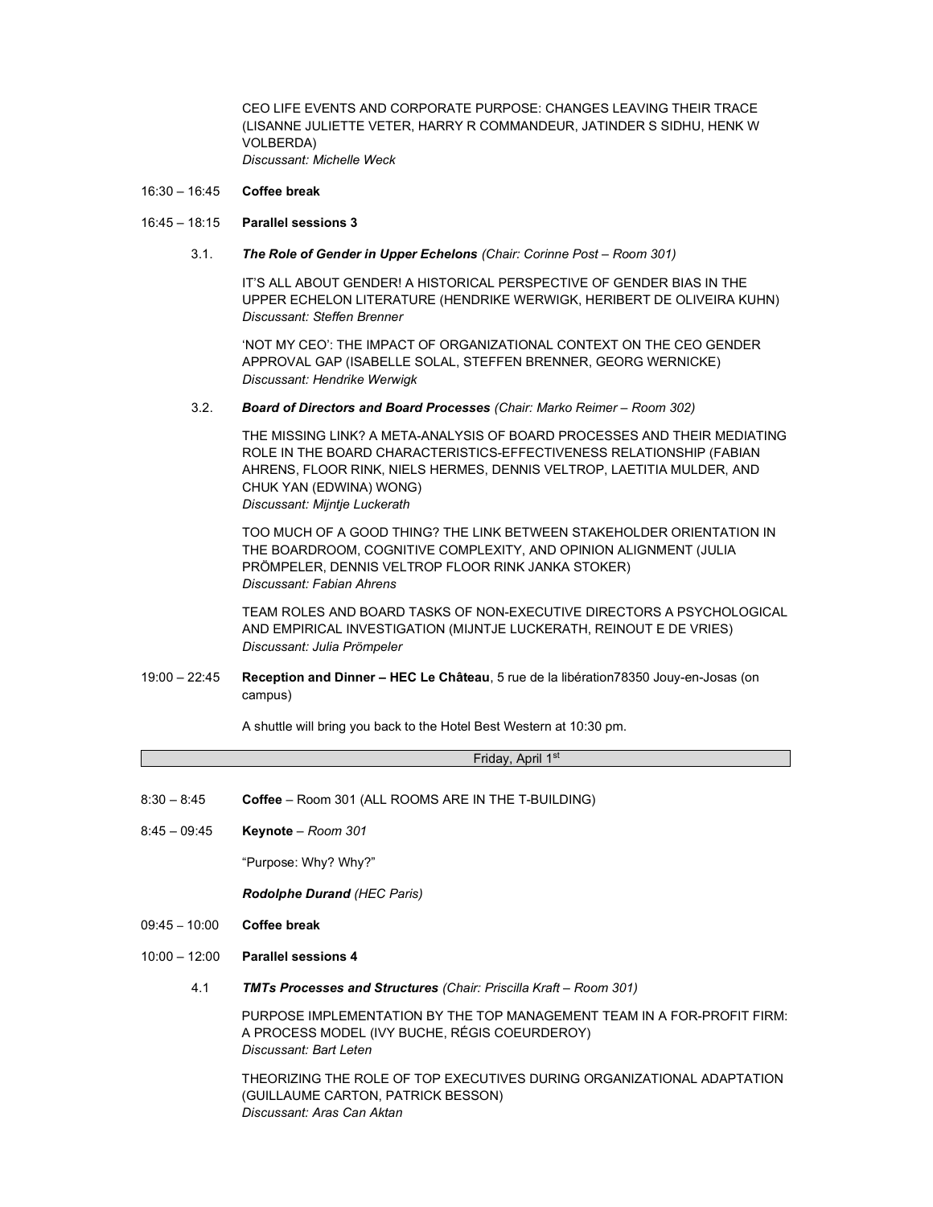CEO LIFE EVENTS AND CORPORATE PURPOSE: CHANGES LEAVING THEIR TRACE (LISANNE JULIETTE VETER, HARRY R COMMANDEUR, JATINDER S SIDHU, HENK W VOLBERDA)
*Discussant: Michelle Weck*

16:30 – 16:45 **Coffee break**

16:45 – 18:15 **Parallel sessions 3**

3.1. ***The Role of Gender in Upper Echelons*** *(Chair: Corinne Post – Room 301)*

IT'S ALL ABOUT GENDER! A HISTORICAL PERSPECTIVE OF GENDER BIAS IN THE UPPER ECHELON LITERATURE (HENDRIKE WERWIGK, HERIBERT DE OLIVEIRA KUHN)
*Discussant: Steffen Brenner*

'NOT MY CEO': THE IMPACT OF ORGANIZATIONAL CONTEXT ON THE CEO GENDER APPROVAL GAP (ISABELLE SOLAL, STEFFEN BRENNER, GEORG WERNICKE)
*Discussant: Hendrike Werwigk*

3.2. ***Board of Directors and Board Processes*** *(Chair: Marko Reimer – Room 302)*

THE MISSING LINK? A META-ANALYSIS OF BOARD PROCESSES AND THEIR MEDIATING ROLE IN THE BOARD CHARACTERISTICS-EFFECTIVENESS RELATIONSHIP (FABIAN AHRENS, FLOOR RINK, NIELS HERMES, DENNIS VELTROP, LAETITIA MULDER, AND CHUK YAN (EDWINA) WONG)
*Discussant: Mijntje Luckerath*

TOO MUCH OF A GOOD THING? THE LINK BETWEEN STAKEHOLDER ORIENTATION IN THE BOARDROOM, COGNITIVE COMPLEXITY, AND OPINION ALIGNMENT (JULIA PRÖMPELER, DENNIS VELTROP FLOOR RINK JANKA STOKER)
*Discussant: Fabian Ahrens*

TEAM ROLES AND BOARD TASKS OF NON-EXECUTIVE DIRECTORS A PSYCHOLOGICAL AND EMPIRICAL INVESTIGATION (MIJNTJE LUCKERATH, REINOUT E DE VRIES)
*Discussant: Julia Prömpeler*

19:00 – 22:45 **Reception and Dinner – HEC Le Château**, 5 rue de la libération78350 Jouy-en-Josas (on campus)

A shuttle will bring you back to the Hotel Best Western at 10:30 pm.

## Friday, April 1st

8:30 – 8:45 **Coffee** – Room 301 (ALL ROOMS ARE IN THE T-BUILDING)

8:45 – 09:45 **Keynote** – *Room 301*

"Purpose: Why? Why?"

***Rodolphe Durand*** *(HEC Paris)*

09:45 – 10:00 **Coffee break**

10:00 – 12:00 **Parallel sessions 4**

4.1 ***TMTs Processes and Structures*** *(Chair: Priscilla Kraft – Room 301)*

PURPOSE IMPLEMENTATION BY THE TOP MANAGEMENT TEAM IN A FOR-PROFIT FIRM: A PROCESS MODEL (IVY BUCHE, RÉGIS COEURDEROY)
*Discussant: Bart Leten*

THEORIZING THE ROLE OF TOP EXECUTIVES DURING ORGANIZATIONAL ADAPTATION (GUILLAUME CARTON, PATRICK BESSON)
*Discussant: Aras Can Aktan*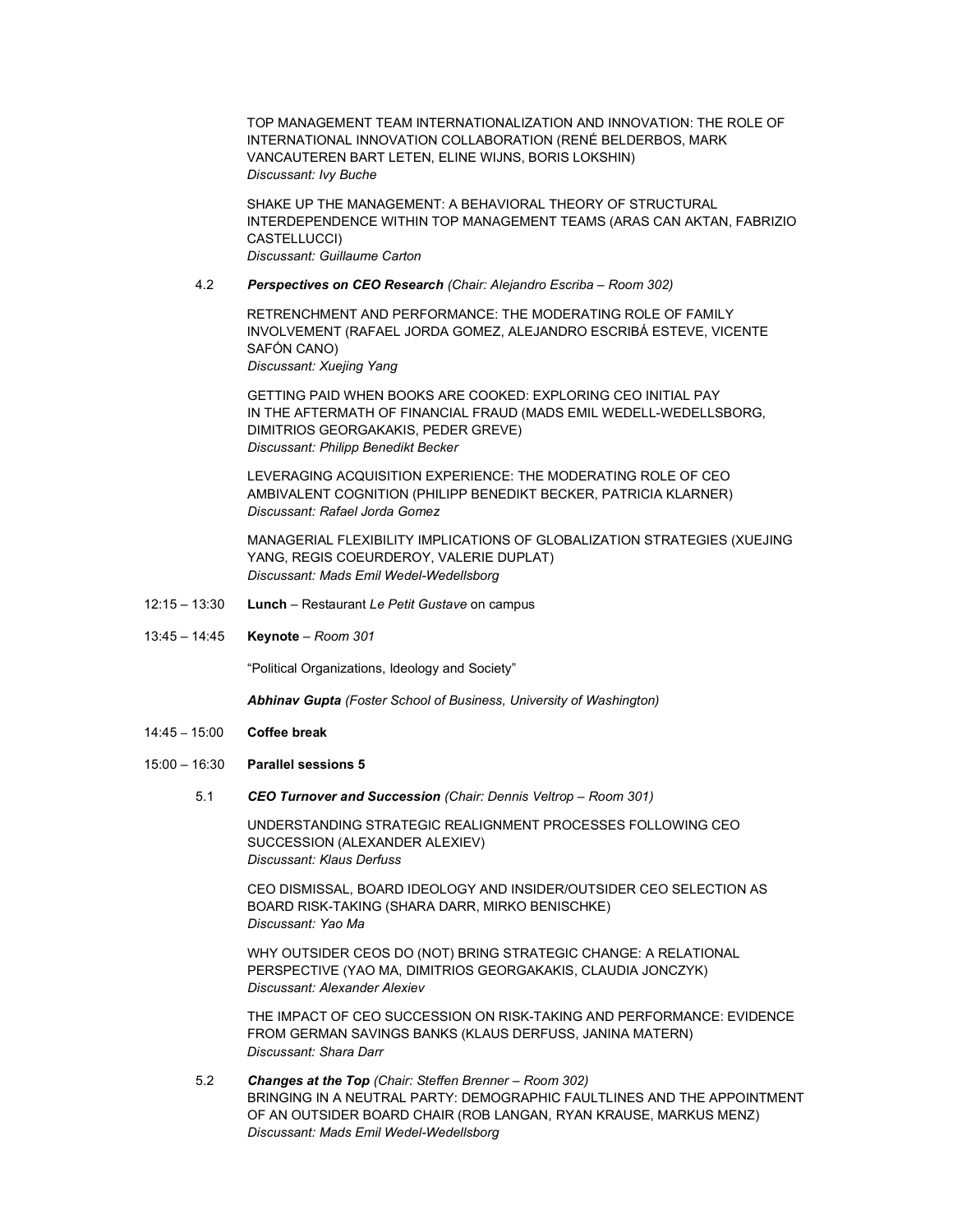TOP MANAGEMENT TEAM INTERNATIONALIZATION AND INNOVATION: THE ROLE OF INTERNATIONAL INNOVATION COLLABORATION (RENÉ BELDERBOS, MARK VANCAUTEREN BART LETEN, ELINE WIJNS, BORIS LOKSHIN)
*Discussant: Ivy Buche*

SHAKE UP THE MANAGEMENT: A BEHAVIORAL THEORY OF STRUCTURAL INTERDEPENDENCE WITHIN TOP MANAGEMENT TEAMS (ARAS CAN AKTAN, FABRIZIO CASTELLUCCI)
*Discussant: Guillaume Carton*

4.2 ***Perspectives on CEO Research*** *(Chair: Alejandro Escriba – Room 302)*

RETRENCHMENT AND PERFORMANCE: THE MODERATING ROLE OF FAMILY INVOLVEMENT (RAFAEL JORDA GOMEZ, ALEJANDRO ESCRIBÁ ESTEVE, VICENTE SAFÓN CANO)
*Discussant: Xuejing Yang*

GETTING PAID WHEN BOOKS ARE COOKED: EXPLORING CEO INITIAL PAY IN THE AFTERMATH OF FINANCIAL FRAUD (MADS EMIL WEDELL-WEDELLSBORG, DIMITRIOS GEORGAKAKIS, PEDER GREVE)
*Discussant: Philipp Benedikt Becker*

LEVERAGING ACQUISITION EXPERIENCE: THE MODERATING ROLE OF CEO AMBIVALENT COGNITION (PHILIPP BENEDIKT BECKER, PATRICIA KLARNER)
*Discussant: Rafael Jorda Gomez*

MANAGERIAL FLEXIBILITY IMPLICATIONS OF GLOBALIZATION STRATEGIES (XUEJING YANG, REGIS COEURDEROY, VALERIE DUPLAT)
*Discussant: Mads Emil Wedel-Wedellsborg*

12:15 – 13:30 **Lunch** – Restaurant *Le Petit Gustave* on campus

13:45 – 14:45 **Keynote** – *Room 301*

"Political Organizations, Ideology and Society"

***Abhinav Gupta*** *(Foster School of Business, University of Washington)*

14:45 – 15:00 **Coffee break**

15:00 – 16:30 **Parallel sessions 5**

5.1 ***CEO Turnover and Succession*** *(Chair: Dennis Veltrop – Room 301)*

UNDERSTANDING STRATEGIC REALIGNMENT PROCESSES FOLLOWING CEO SUCCESSION (ALEXANDER ALEXIEV)
*Discussant: Klaus Derfuss*

CEO DISMISSAL, BOARD IDEOLOGY AND INSIDER/OUTSIDER CEO SELECTION AS BOARD RISK-TAKING (SHARA DARR, MIRKO BENISCHKE)
*Discussant: Yao Ma*

WHY OUTSIDER CEOS DO (NOT) BRING STRATEGIC CHANGE: A RELATIONAL PERSPECTIVE (YAO MA, DIMITRIOS GEORGAKAKIS, CLAUDIA JONCZYK)
*Discussant: Alexander Alexiev*

THE IMPACT OF CEO SUCCESSION ON RISK-TAKING AND PERFORMANCE: EVIDENCE FROM GERMAN SAVINGS BANKS (KLAUS DERFUSS, JANINA MATERN)
*Discussant: Shara Darr*

5.2 ***Changes at the Top*** *(Chair: Steffen Brenner – Room 302)*

BRINGING IN A NEUTRAL PARTY: DEMOGRAPHIC FAULTLINES AND THE APPOINTMENT OF AN OUTSIDER BOARD CHAIR (ROB LANGAN, RYAN KRAUSE, MARKUS MENZ)
*Discussant: Mads Emil Wedel-Wedellsborg*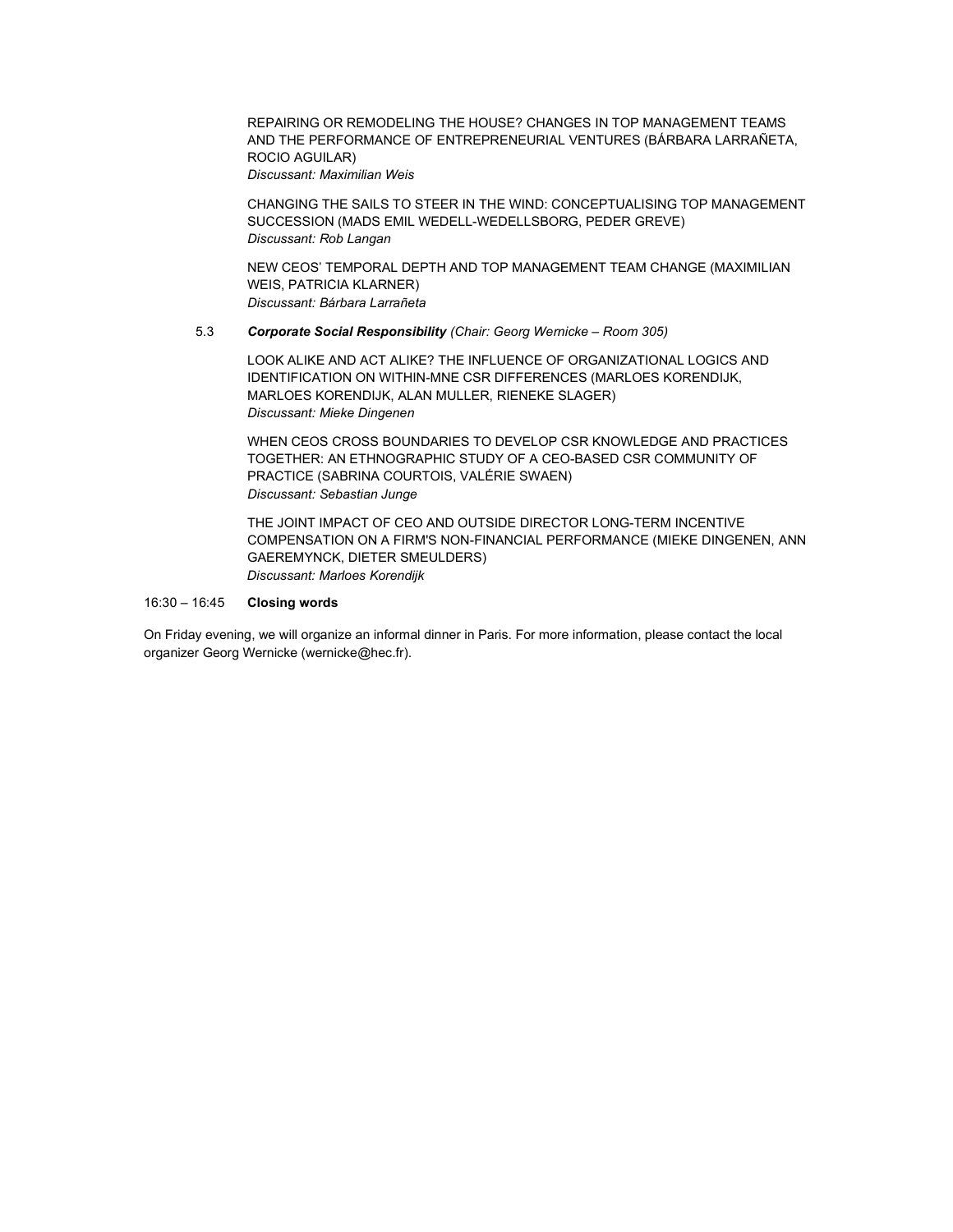REPAIRING OR REMODELING THE HOUSE? CHANGES IN TOP MANAGEMENT TEAMS AND THE PERFORMANCE OF ENTREPRENEURIAL VENTURES (BÁRBARA LARRAÑETA, ROCIO AGUILAR)
*Discussant: Maximilian Weis*

CHANGING THE SAILS TO STEER IN THE WIND: CONCEPTUALISING TOP MANAGEMENT SUCCESSION (MADS EMIL WEDELL-WEDELLSBORG, PEDER GREVE)
*Discussant: Rob Langan*

NEW CEOS' TEMPORAL DEPTH AND TOP MANAGEMENT TEAM CHANGE (MAXIMILIAN WEIS, PATRICIA KLARNER)
*Discussant: Bárbara Larrañeta*

5.3 ***Corporate Social Responsibility*** *(Chair: Georg Wernicke – Room 305)*

LOOK ALIKE AND ACT ALIKE? THE INFLUENCE OF ORGANIZATIONAL LOGICS AND IDENTIFICATION ON WITHIN-MNE CSR DIFFERENCES (MARLOES KORENDIJK, MARLOES KORENDIJK, ALAN MULLER, RIENEKE SLAGER)
*Discussant: Mieke Dingenen*

WHEN CEOS CROSS BOUNDARIES TO DEVELOP CSR KNOWLEDGE AND PRACTICES TOGETHER: AN ETHNOGRAPHIC STUDY OF A CEO-BASED CSR COMMUNITY OF PRACTICE (SABRINA COURTOIS, VALÉRIE SWAEN)
*Discussant: Sebastian Junge*

THE JOINT IMPACT OF CEO AND OUTSIDE DIRECTOR LONG-TERM INCENTIVE COMPENSATION ON A FIRM'S NON-FINANCIAL PERFORMANCE (MIEKE DINGENEN, ANN GAEREMYNCK, DIETER SMEULDERS)
*Discussant: Marloes Korendijk*

16:30 – 16:45 **Closing words**

On Friday evening, we will organize an informal dinner in Paris. For more information, please contact the local organizer Georg Wernicke (wernicke@hec.fr).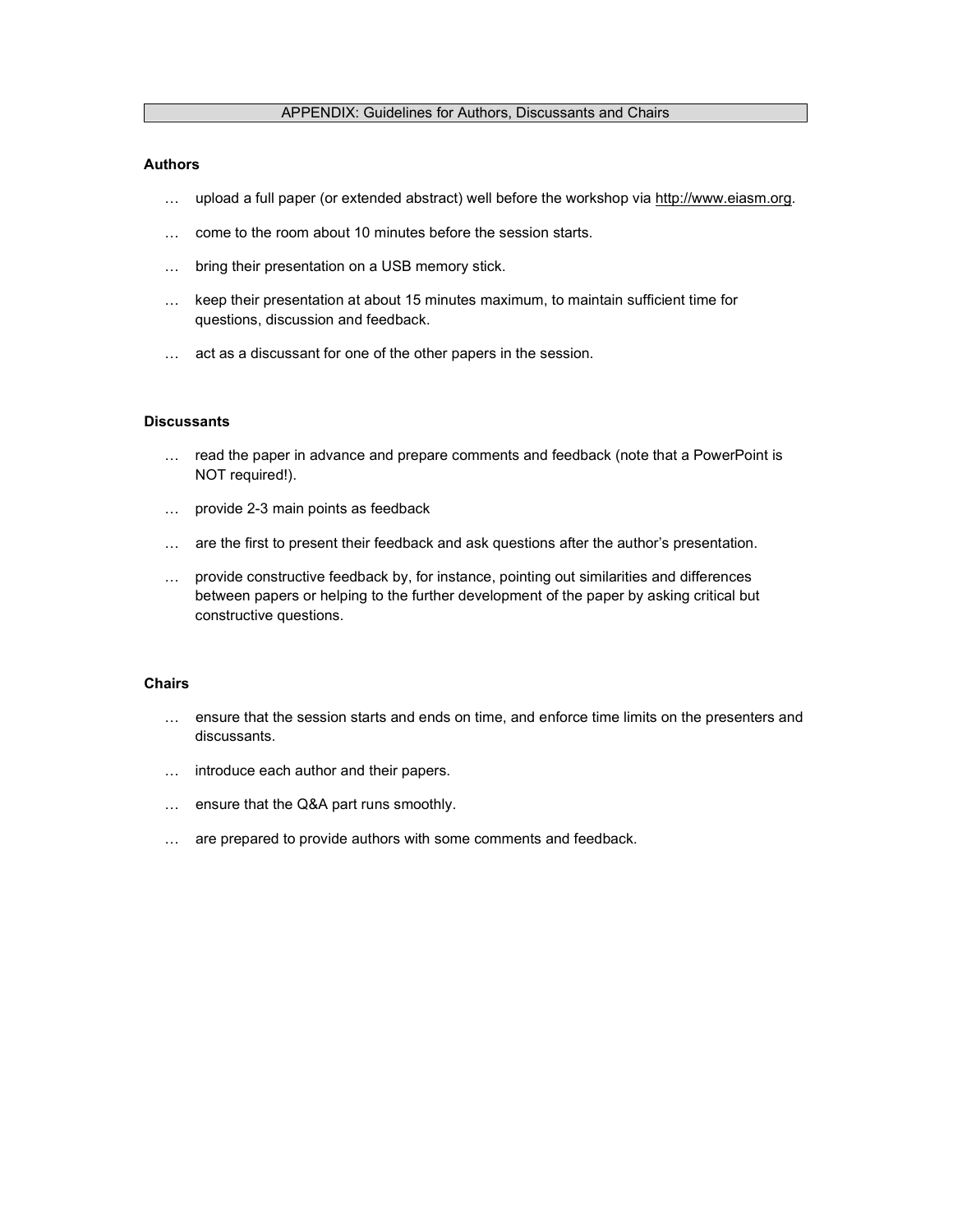## APPENDIX: Guidelines for Authors, Discussants and Chairs

**Authors**

… upload a full paper (or extended abstract) well before the workshop via http://www.eiasm.org.

… come to the room about 10 minutes before the session starts.

… bring their presentation on a USB memory stick.

… keep their presentation at about 15 minutes maximum, to maintain sufficient time for questions, discussion and feedback.

… act as a discussant for one of the other papers in the session.

**Discussants**

… read the paper in advance and prepare comments and feedback (note that a PowerPoint is NOT required!).

… provide 2-3 main points as feedback

… are the first to present their feedback and ask questions after the author's presentation.

… provide constructive feedback by, for instance, pointing out similarities and differences between papers or helping to the further development of the paper by asking critical but constructive questions.

**Chairs**

… ensure that the session starts and ends on time, and enforce time limits on the presenters and discussants.

… introduce each author and their papers.

… ensure that the Q&A part runs smoothly.

… are prepared to provide authors with some comments and feedback.